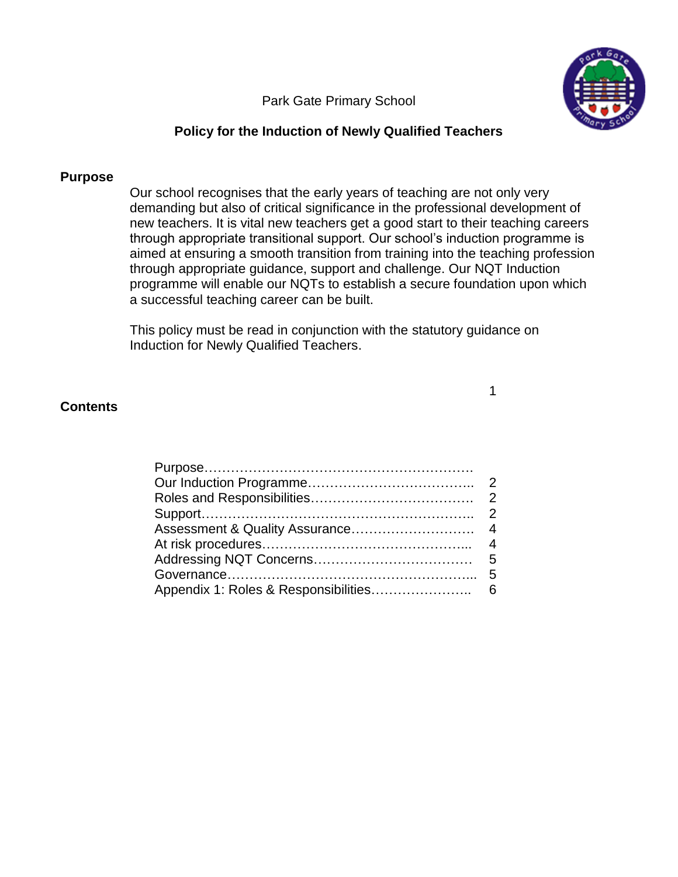Park Gate Primary School

# Policy for the Induction of Newly Qualified Teachers

## Purpose

Our school recognises that the early years of teaching are not only very demanding but also of critical significance in the professional development of new teachers. It is vital new teachers get a good start to their teaching careers through appropriate transitional support. Our school's induction programme is aimed at ensuring a smooth transition from training into the teaching profession through appropriate guidance, support and challenge. Our NQT Induction programme will enable our NQTs to establish a secure foundation upon which a successful teaching career can be built.

This policy must be read in conjunction with the statutory guidance on Induction for Newly Qualified Teachers.

## Contents

| | |
|---|---|
| Purpose | 1 |
| Our Induction Programme | 2 |
| Roles and Responsibilities | 2 |
| Support | 2 |
| Assessment & Quality Assurance | 4 |
| At risk procedures | 4 |
| Addressing NQT Concerns | 5 |
| Governance | 5 |
| Appendix 1: Roles & Responsibilities | 6 |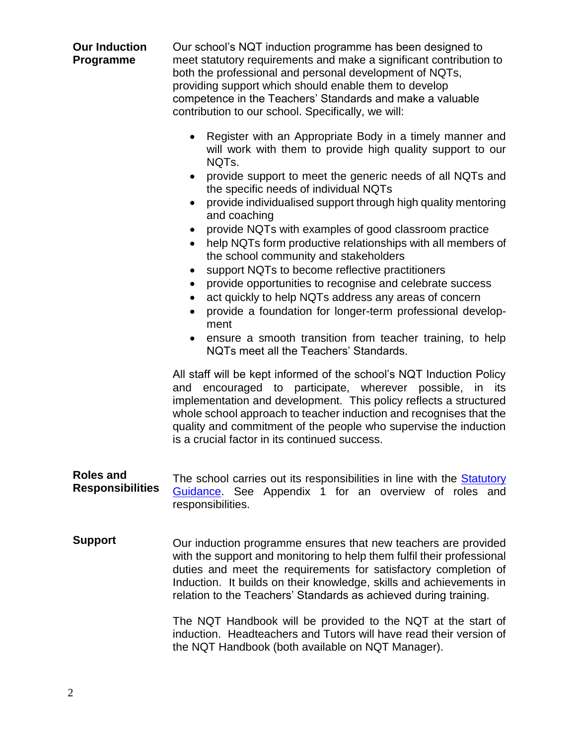## Our Induction Programme

Our school's NQT induction programme has been designed to meet statutory requirements and make a significant contribution to both the professional and personal development of NQTs, providing support which should enable them to develop competence in the Teachers' Standards and make a valuable contribution to our school. Specifically, we will:

- Register with an Appropriate Body in a timely manner and will work with them to provide high quality support to our NQTs.
- provide support to meet the generic needs of all NQTs and the specific needs of individual NQTs
- provide individualised support through high quality mentoring and coaching
- provide NQTs with examples of good classroom practice
- help NQTs form productive relationships with all members of the school community and stakeholders
- support NQTs to become reflective practitioners
- provide opportunities to recognise and celebrate success
- act quickly to help NQTs address any areas of concern
- provide a foundation for longer-term professional development
- ensure a smooth transition from teacher training, to help NQTs meet all the Teachers' Standards.

All staff will be kept informed of the school's NQT Induction Policy and encouraged to participate, wherever possible, in its implementation and development. This policy reflects a structured whole school approach to teacher induction and recognises that the quality and commitment of the people who supervise the induction is a crucial factor in its continued success.

## Roles and Responsibilities

The school carries out its responsibilities in line with the Statutory Guidance. See Appendix 1 for an overview of roles and responsibilities.

## Support

Our induction programme ensures that new teachers are provided with the support and monitoring to help them fulfil their professional duties and meet the requirements for satisfactory completion of Induction. It builds on their knowledge, skills and achievements in relation to the Teachers' Standards as achieved during training.

The NQT Handbook will be provided to the NQT at the start of induction. Headteachers and Tutors will have read their version of the NQT Handbook (both available on NQT Manager).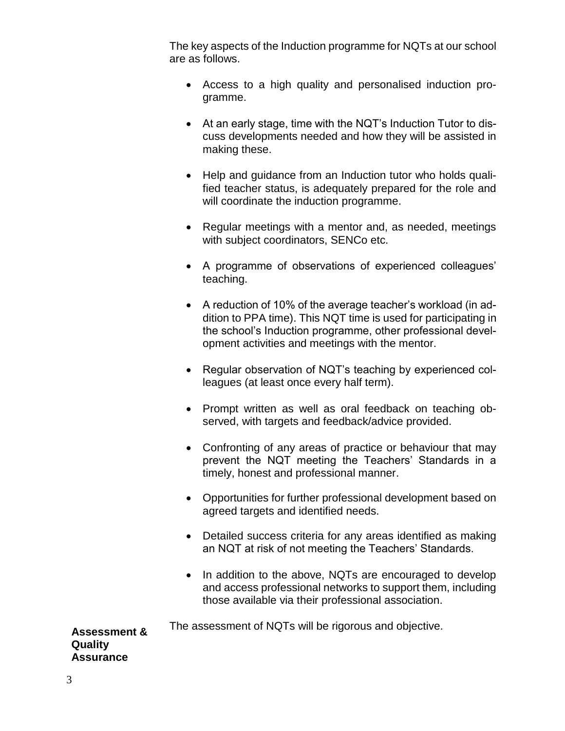The key aspects of the Induction programme for NQTs at our school are as follows.

- Access to a high quality and personalised induction programme.
- At an early stage, time with the NQT's Induction Tutor to discuss developments needed and how they will be assisted in making these.
- Help and guidance from an Induction tutor who holds qualified teacher status, is adequately prepared for the role and will coordinate the induction programme.
- Regular meetings with a mentor and, as needed, meetings with subject coordinators, SENCo etc.
- A programme of observations of experienced colleagues' teaching.
- A reduction of 10% of the average teacher's workload (in addition to PPA time). This NQT time is used for participating in the school's Induction programme, other professional development activities and meetings with the mentor.
- Regular observation of NQT's teaching by experienced colleagues (at least once every half term).
- Prompt written as well as oral feedback on teaching observed, with targets and feedback/advice provided.
- Confronting of any areas of practice or behaviour that may prevent the NQT meeting the Teachers' Standards in a timely, honest and professional manner.
- Opportunities for further professional development based on agreed targets and identified needs.
- Detailed success criteria for any areas identified as making an NQT at risk of not meeting the Teachers' Standards.
- In addition to the above, NQTs are encouraged to develop and access professional networks to support them, including those available via their professional association.

**Assessment & Quality Assurance**

The assessment of NQTs will be rigorous and objective.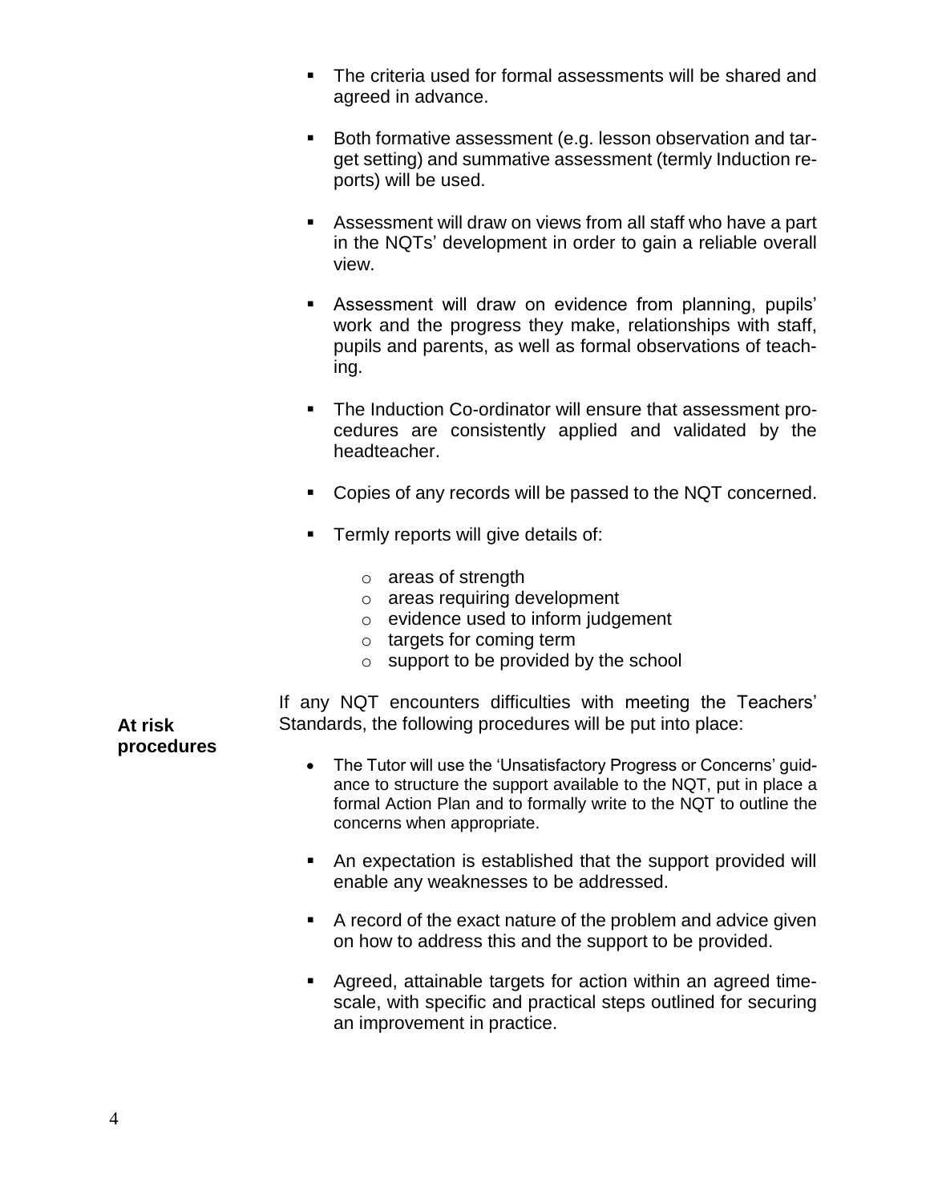- The criteria used for formal assessments will be shared and agreed in advance.
- Both formative assessment (e.g. lesson observation and target setting) and summative assessment (termly Induction reports) will be used.
- Assessment will draw on views from all staff who have a part in the NQTs' development in order to gain a reliable overall view.
- Assessment will draw on evidence from planning, pupils' work and the progress they make, relationships with staff, pupils and parents, as well as formal observations of teaching.
- The Induction Co-ordinator will ensure that assessment procedures are consistently applied and validated by the headteacher.
- Copies of any records will be passed to the NQT concerned.
- Termly reports will give details of:
  - areas of strength
  - areas requiring development
  - evidence used to inform judgement
  - targets for coming term
  - support to be provided by the school

**At risk procedures**

If any NQT encounters difficulties with meeting the Teachers' Standards, the following procedures will be put into place:

- The Tutor will use the 'Unsatisfactory Progress or Concerns' guidance to structure the support available to the NQT, put in place a formal Action Plan and to formally write to the NQT to outline the concerns when appropriate.
- An expectation is established that the support provided will enable any weaknesses to be addressed.
- A record of the exact nature of the problem and advice given on how to address this and the support to be provided.
- Agreed, attainable targets for action within an agreed timescale, with specific and practical steps outlined for securing an improvement in practice.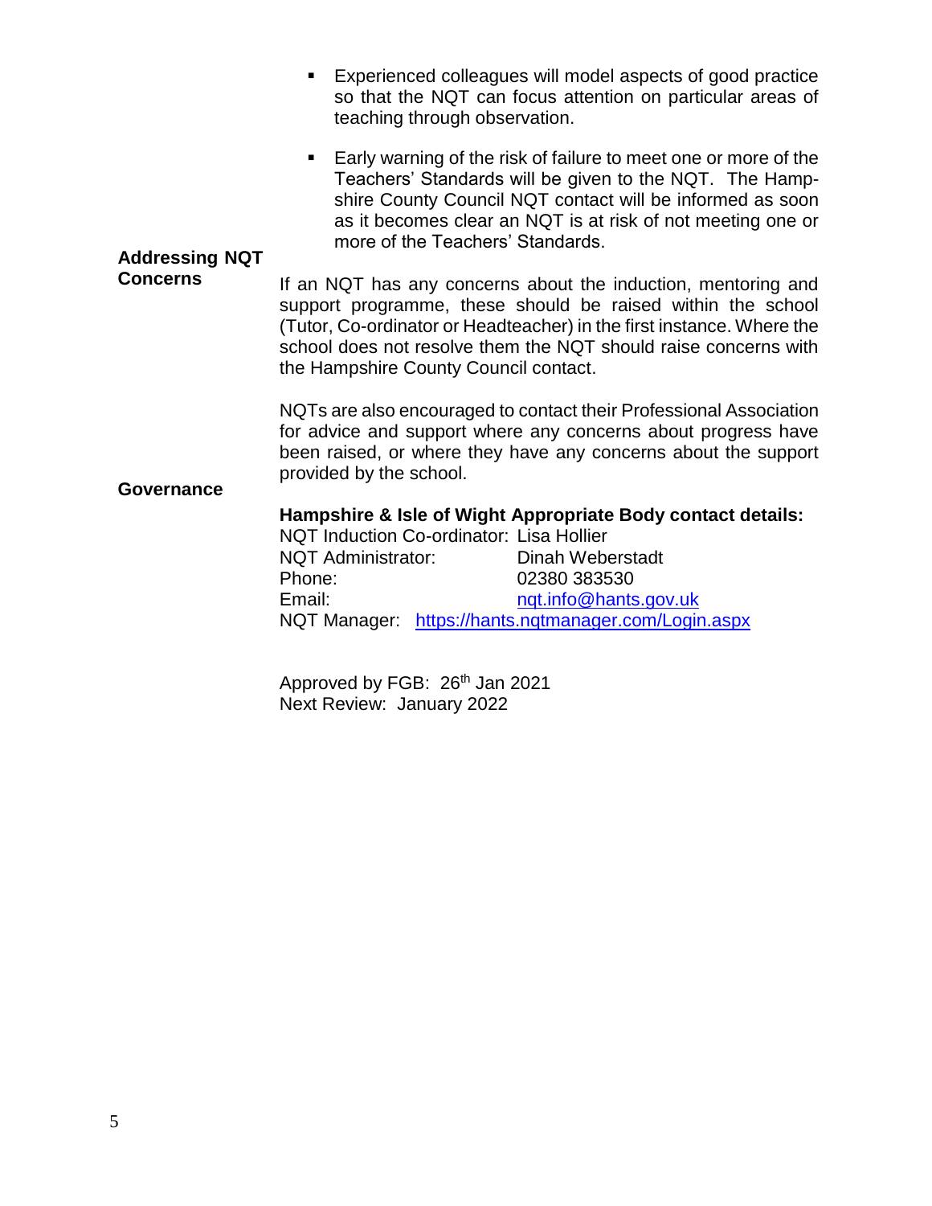- Experienced colleagues will model aspects of good practice so that the NQT can focus attention on particular areas of teaching through observation.
- Early warning of the risk of failure to meet one or more of the Teachers' Standards will be given to the NQT. The Hampshire County Council NQT contact will be informed as soon as it becomes clear an NQT is at risk of not meeting one or more of the Teachers' Standards.

**Addressing NQT Concerns**

If an NQT has any concerns about the induction, mentoring and support programme, these should be raised within the school (Tutor, Co-ordinator or Headteacher) in the first instance. Where the school does not resolve them the NQT should raise concerns with the Hampshire County Council contact.

NQTs are also encouraged to contact their Professional Association for advice and support where any concerns about progress have been raised, or where they have any concerns about the support provided by the school.

**Governance**

**Hampshire & Isle of Wight Appropriate Body contact details:**

NQT Induction Co-ordinator: Lisa Hollier
NQT Administrator: Dinah Weberstadt
Phone: 02380 383530
Email: nqt.info@hants.gov.uk
NQT Manager: https://hants.nqtmanager.com/Login.aspx

Approved by FGB: 26th Jan 2021
Next Review: January 2022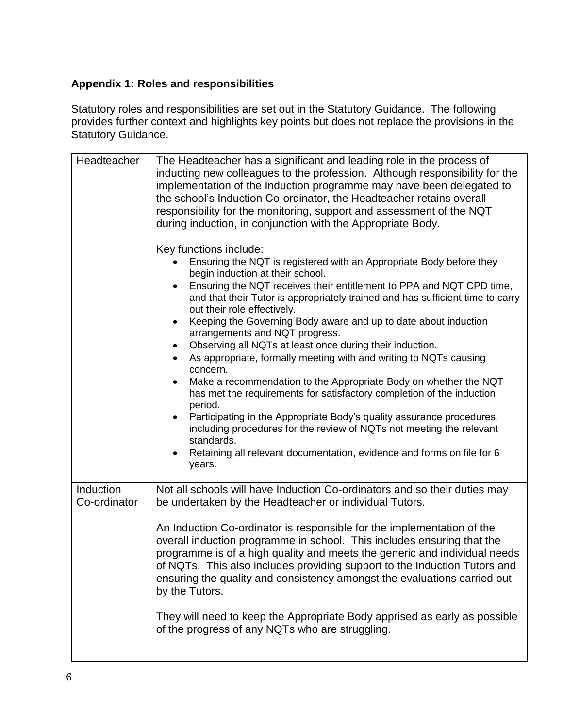**Appendix 1: Roles and responsibilities**

Statutory roles and responsibilities are set out in the Statutory Guidance. The following provides further context and highlights key points but does not replace the provisions in the Statutory Guidance.

| | |
|---|---|
| Headteacher | The Headteacher has a significant and leading role in the process of inducting new colleagues to the profession. Although responsibility for the implementation of the Induction programme may have been delegated to the school's Induction Co-ordinator, the Headteacher retains overall responsibility for the monitoring, support and assessment of the NQT during induction, in conjunction with the Appropriate Body.<br><br>Key functions include:<br>• Ensuring the NQT is registered with an Appropriate Body before they begin induction at their school.<br>• Ensuring the NQT receives their entitlement to PPA and NQT CPD time, and that their Tutor is appropriately trained and has sufficient time to carry out their role effectively.<br>• Keeping the Governing Body aware and up to date about induction arrangements and NQT progress.<br>• Observing all NQTs at least once during their induction.<br>• As appropriate, formally meeting with and writing to NQTs causing concern.<br>• Make a recommendation to the Appropriate Body on whether the NQT has met the requirements for satisfactory completion of the induction period.<br>• Participating in the Appropriate Body's quality assurance procedures, including procedures for the review of NQTs not meeting the relevant standards.<br>• Retaining all relevant documentation, evidence and forms on file for 6 years. |
| Induction Co-ordinator | Not all schools will have Induction Co-ordinators and so their duties may be undertaken by the Headteacher or individual Tutors.<br><br>An Induction Co-ordinator is responsible for the implementation of the overall induction programme in school. This includes ensuring that the programme is of a high quality and meets the generic and individual needs of NQTs. This also includes providing support to the Induction Tutors and ensuring the quality and consistency amongst the evaluations carried out by the Tutors.<br><br>They will need to keep the Appropriate Body apprised as early as possible of the progress of any NQTs who are struggling. |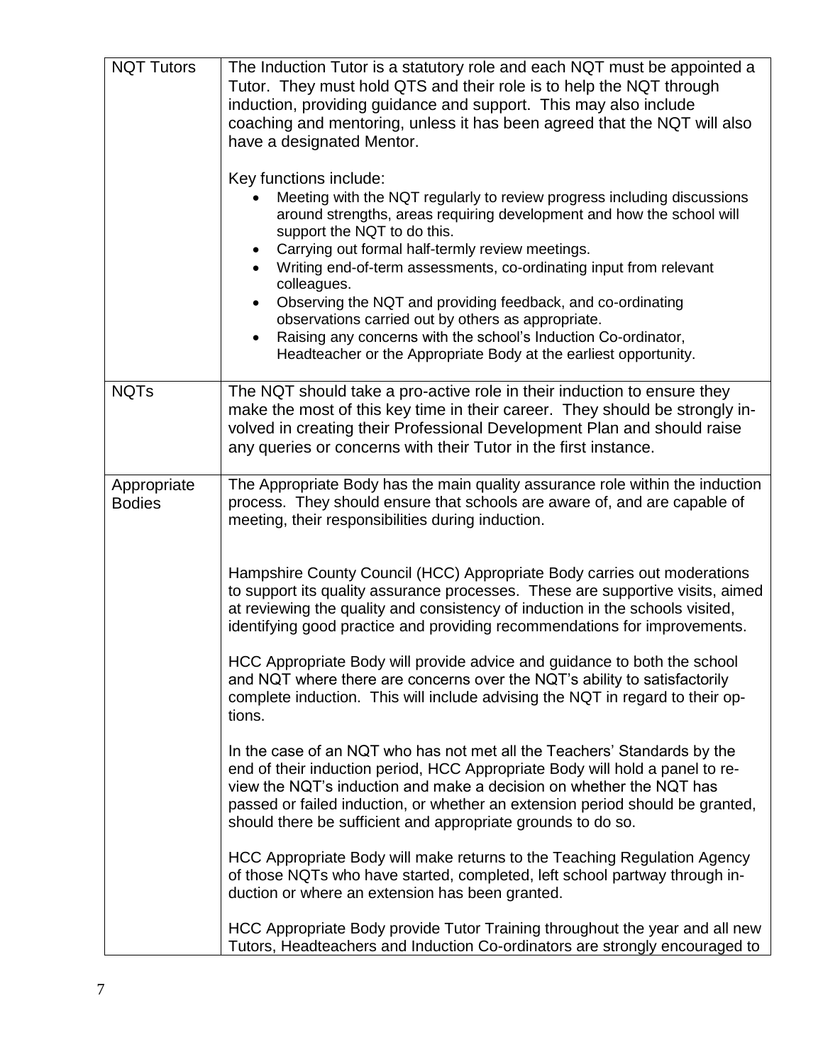| | |
|---|---|
| NQT Tutors | The Induction Tutor is a statutory role and each NQT must be appointed a Tutor. They must hold QTS and their role is to help the NQT through induction, providing guidance and support. This may also include coaching and mentoring, unless it has been agreed that the NQT will also have a designated Mentor.<br><br>Key functions include:<br>• Meeting with the NQT regularly to review progress including discussions around strengths, areas requiring development and how the school will support the NQT to do this.<br>• Carrying out formal half-termly review meetings.<br>• Writing end-of-term assessments, co-ordinating input from relevant colleagues.<br>• Observing the NQT and providing feedback, and co-ordinating observations carried out by others as appropriate.<br>• Raising any concerns with the school's Induction Co-ordinator, Headteacher or the Appropriate Body at the earliest opportunity. |
| NQTs | The NQT should take a pro-active role in their induction to ensure they make the most of this key time in their career. They should be strongly involved in creating their Professional Development Plan and should raise any queries or concerns with their Tutor in the first instance. |
| Appropriate Bodies | The Appropriate Body has the main quality assurance role within the induction process. They should ensure that schools are aware of, and are capable of meeting, their responsibilities during induction.<br><br>Hampshire County Council (HCC) Appropriate Body carries out moderations to support its quality assurance processes. These are supportive visits, aimed at reviewing the quality and consistency of induction in the schools visited, identifying good practice and providing recommendations for improvements.<br><br>HCC Appropriate Body will provide advice and guidance to both the school and NQT where there are concerns over the NQT's ability to satisfactorily complete induction. This will include advising the NQT in regard to their options.<br><br>In the case of an NQT who has not met all the Teachers' Standards by the end of their induction period, HCC Appropriate Body will hold a panel to review the NQT's induction and make a decision on whether the NQT has passed or failed induction, or whether an extension period should be granted, should there be sufficient and appropriate grounds to do so.<br><br>HCC Appropriate Body will make returns to the Teaching Regulation Agency of those NQTs who have started, completed, left school partway through induction or where an extension has been granted.<br><br>HCC Appropriate Body provide Tutor Training throughout the year and all new Tutors, Headteachers and Induction Co-ordinators are strongly encouraged to |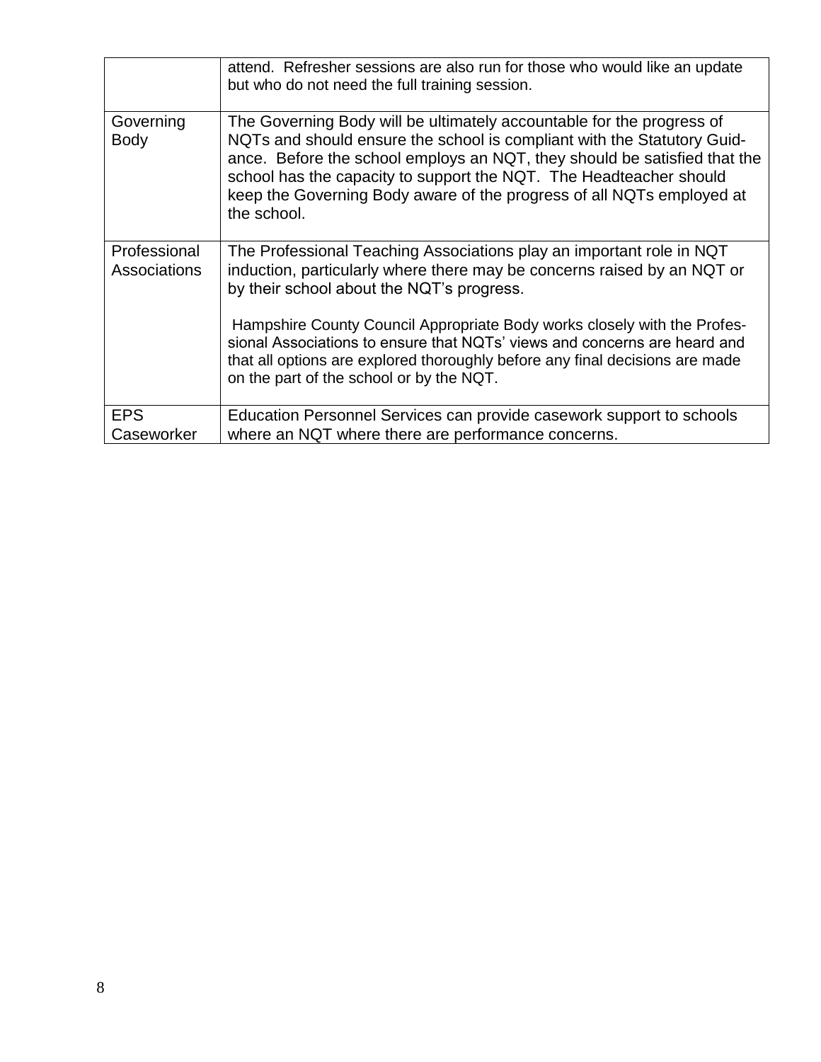| | |
|---|---|
| | attend. Refresher sessions are also run for those who would like an update but who do not need the full training session. |
| Governing Body | The Governing Body will be ultimately accountable for the progress of NQTs and should ensure the school is compliant with the Statutory Guidance. Before the school employs an NQT, they should be satisfied that the school has the capacity to support the NQT. The Headteacher should keep the Governing Body aware of the progress of all NQTs employed at the school. |
| Professional Associations | The Professional Teaching Associations play an important role in NQT induction, particularly where there may be concerns raised by an NQT or by their school about the NQT's progress.<br><br>Hampshire County Council Appropriate Body works closely with the Professional Associations to ensure that NQTs' views and concerns are heard and that all options are explored thoroughly before any final decisions are made on the part of the school or by the NQT. |
| EPS Caseworker | Education Personnel Services can provide casework support to schools where an NQT where there are performance concerns. |